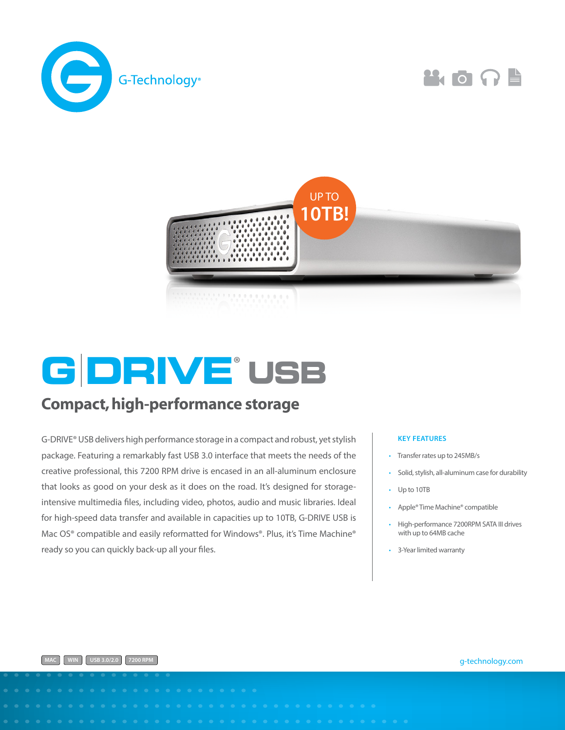G-Technology®

UP TO 10TB!

# G|DRIVE® USB

## Compact, high-performance storage

G-DRIVE® USB delivers high performance storage in a compact and robust, yet stylish package. Featuring a remarkably fast USB 3.0 interface that meets the needs of the creative professional, this 7200 RPM drive is encased in an all-aluminum enclosure that looks as good on your desk as it does on the road. It's designed for storage-intensive multimedia files, including video, photos, audio and music libraries. Ideal for high-speed data transfer and available in capacities up to 10TB, G-DRIVE USB is Mac OS® compatible and easily reformatted for Windows®. Plus, it's Time Machine® ready so you can quickly back-up all your files.

### KEY FEATURES

- Transfer rates up to 245MB/s
- Solid, stylish, all-aluminum case for durability
- Up to 10TB
- Apple® Time Machine® compatible
- High-performance 7200RPM SATA III drives with up to 64MB cache
- 3-Year limited warranty

MAC | WIN | USB 3.0/2.0 | 7200 RPM

g-technology.com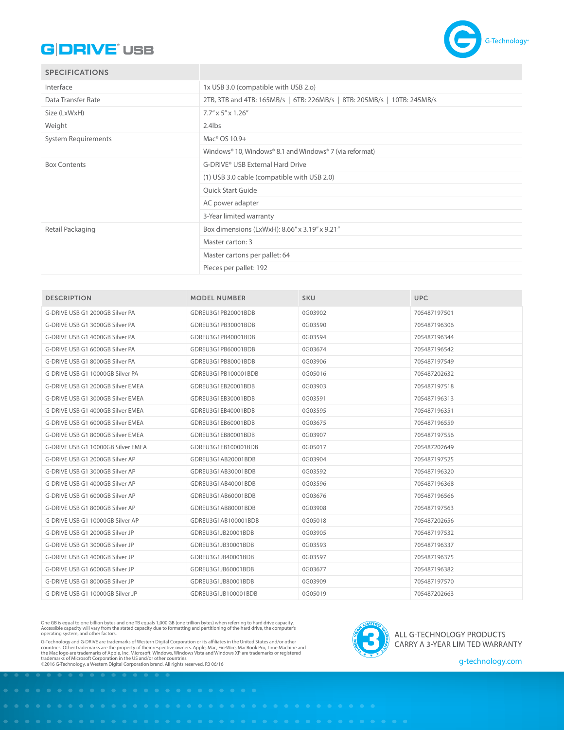# G|DRIVE® USB

G-Technology®

| SPECIFICATIONS | |
|---|---|
| Interface | 1x USB 3.0 (compatible with USB 2.o) |
| Data Transfer Rate | 2TB, 3TB and 4TB: 165MB/s \| 6TB: 226MB/s \| 8TB: 205MB/s \| 10TB: 245MB/s |
| Size (LxWxH) | 7.7" x 5" x 1.26" |
| Weight | 2.4lbs |
| System Requirements | Mac® OS 10.9+ |
| | Windows® 10, Windows® 8.1 and Windows® 7 (via reformat) |
| Box Contents | G-DRIVE® USB External Hard Drive |
| | (1) USB 3.0 cable (compatible with USB 2.0) |
| | Quick Start Guide |
| | AC power adapter |
| | 3-Year limited warranty |
| Retail Packaging | Box dimensions (LxWxH): 8.66" x 3.19" x 9.21" |
| | Master carton: 3 |
| | Master cartons per pallet: 64 |
| | Pieces per pallet: 192 |

| DESCRIPTION | MODEL NUMBER | SKU | UPC |
|---|---|---|---|
| G-DRIVE USB G1 2000GB Silver PA | GDREU3G1PB20001BDB | 0G03902 | 705487197501 |
| G-DRIVE USB G1 3000GB Silver PA | GDREU3G1PB30001BDB | 0G03590 | 705487196306 |
| G-DRIVE USB G1 4000GB Silver PA | GDREU3G1PB40001BDB | 0G03594 | 705487196344 |
| G-DRIVE USB G1 6000GB Silver PA | GDREU3G1PB60001BDB | 0G03674 | 705487196542 |
| G-DRIVE USB G1 8000GB Silver PA | GDREU3G1PB80001BDB | 0G03906 | 705487197549 |
| G-DRIVE USB G1 10000GB Silver PA | GDREU3G1PB100001BDB | 0G05016 | 705487202632 |
| G-DRIVE USB G1 2000GB Silver EMEA | GDREU3G1EB20001BDB | 0G03903 | 705487197518 |
| G-DRIVE USB G1 3000GB Silver EMEA | GDREU3G1EB30001BDB | 0G03591 | 705487196313 |
| G-DRIVE USB G1 4000GB Silver EMEA | GDREU3G1EB40001BDB | 0G03595 | 705487196351 |
| G-DRIVE USB G1 6000GB Silver EMEA | GDREU3G1EB60001BDB | 0G03675 | 705487196559 |
| G-DRIVE USB G1 8000GB Silver EMEA | GDREU3G1EB80001BDB | 0G03907 | 705487197556 |
| G-DRIVE USB G1 10000GB Silver EMEA | GDREU3G1EB100001BDB | 0G05017 | 705487202649 |
| G-DRIVE USB G1 2000GB Silver AP | GDREU3G1AB20001BDB | 0G03904 | 705487197525 |
| G-DRIVE USB G1 3000GB Silver AP | GDREU3G1AB30001BDB | 0G03592 | 705487196320 |
| G-DRIVE USB G1 4000GB Silver AP | GDREU3G1AB40001BDB | 0G03596 | 705487196368 |
| G-DRIVE USB G1 6000GB Silver AP | GDREU3G1AB60001BDB | 0G03676 | 705487196566 |
| G-DRIVE USB G1 8000GB Silver AP | GDREU3G1AB80001BDB | 0G03908 | 705487197563 |
| G-DRIVE USB G1 10000GB Silver AP | GDREU3G1AB100001BDB | 0G05018 | 705487202656 |
| G-DRIVE USB G1 2000GB Silver JP | GDREU3G1JB20001BDB | 0G03905 | 705487197532 |
| G-DRIVE USB G1 3000GB Silver JP | GDREU3G1JB30001BDB | 0G03593 | 705487196337 |
| G-DRIVE USB G1 4000GB Silver JP | GDREU3G1JB40001BDB | 0G03597 | 705487196375 |
| G-DRIVE USB G1 6000GB Silver JP | GDREU3G1JB60001BDB | 0G03677 | 705487196382 |
| G-DRIVE USB G1 8000GB Silver JP | GDREU3G1JB80001BDB | 0G03909 | 705487197570 |
| G-DRIVE USB G1 10000GB Silver JP | GDREU3G1JB100001BDB | 0G05019 | 705487202663 |

One GB is equal to one billion bytes and one TB equals 1,000 GB (one trillion bytes) when referring to hard drive capacity. Accessible capacity will vary from the stated capacity due to formatting and partitioning of the hard drive, the computer's operating system, and other factors.

G-Technology and G-DRIVE are trademarks of Western Digital Corporation or its affiliates in the United States and/or other countries. Other trademarks are the property of their respective owners. Apple, Mac, FireWire, MacBook Pro, Time Machine and the Mac logo are trademarks of Apple, Inc. Microsoft, Windows, Windows Vista and Windows XP are trademarks or registered trademarks of Microsoft Corporation in the US and/or other countries.
©2016 G-Technology, a Western Digital Corporation brand. All rights reserved. R3 06/16

ALL G-TECHNOLOGY PRODUCTS CARRY A 3-YEAR LIMITED WARRANTY

g-technology.com